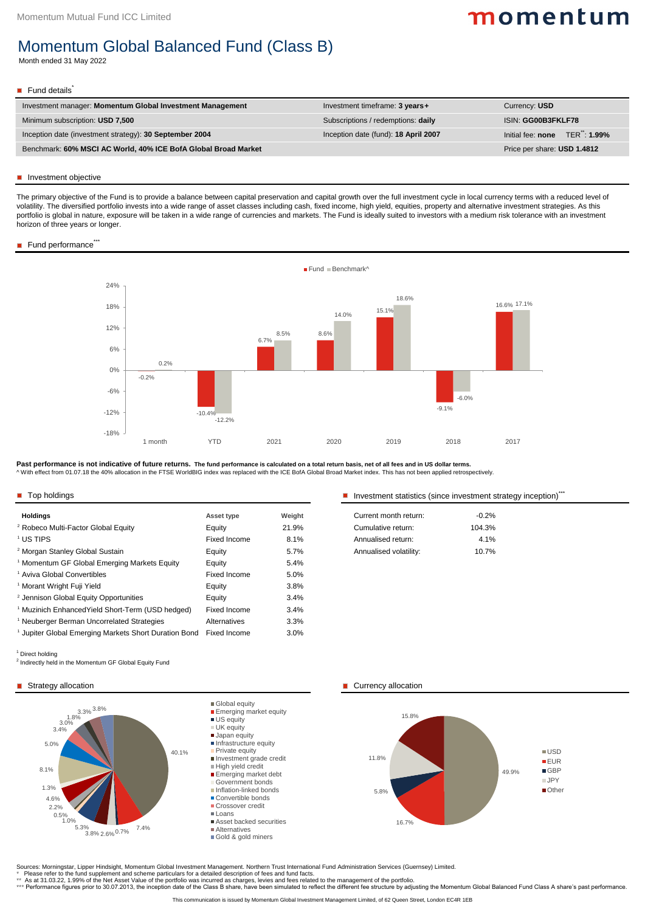Momentum Mutual Fund ICC Limited

momentum

# Momentum Global Balanced Fund (Class B)

Month ended 31 May 2022

## Fund details*

| | | |
|---|---|---|
| Investment manager: **Momentum Global Investment Management** | Investment timeframe: **3 years+** | Currency: **USD** |
| Minimum subscription: **USD 7,500** | Subscriptions / redemptions: **daily** | ISIN: **GG00B3FKLF78** |
| Inception date (investment strategy): **30 September 2004** | Inception date (fund): **18 April 2007** | Initial fee: **none** TER**: **1.99%** |
| Benchmark: **60% MSCI AC World, 40% ICE BofA Global Broad Market** | | Price per share: **USD 1.4812** |

## Investment objective

The primary objective of the Fund is to provide a balance between capital preservation and capital growth over the full investment cycle in local currency terms with a reduced level of volatility. The diversified portfolio invests into a wide range of asset classes including cash, fixed income, high yield, equities, property and alternative investment strategies. As this portfolio is global in nature, exposure will be taken in a wide range of currencies and markets. The Fund is ideally suited to investors with a medium risk tolerance with an investment horizon of three years or longer.

## Fund performance***

| | 1 month | YTD | 2021 | 2020 | 2019 | 2018 | 2017 |
|---|---|---|---|---|---|---|---|
| Fund | -0.2% | -10.4% | 6.7% | 8.6% | 15.1% | -9.1% | 16.6% |
| Benchmark^ | 0.2% | -12.2% | 8.5% | 14.0% | 18.6% | -6.0% | 17.1% |

**Past performance is not indicative of future returns. The fund performance is calculated on a total return basis, net of all fees and in US dollar terms.**
^ With effect from 01.07.18 the 40% allocation in the FTSE WorldBIG index was replaced with the ICE BofA Global Broad Market index. This has not been applied retrospectively.

## Top holdings

| Holdings | Asset type | Weight |
|---|---|---|
| [2] Robeco Multi-Factor Global Equity | Equity | 21.9% |
| [1] US TIPS | Fixed Income | 8.1% |
| [2] Morgan Stanley Global Sustain | Equity | 5.7% |
| [1] Momentum GF Global Emerging Markets Equity | Equity | 5.4% |
| [1] Aviva Global Convertibles | Fixed Income | 5.0% |
| [1] Morant Wright Fuji Yield | Equity | 3.8% |
| [2] Jennison Global Equity Opportunities | Equity | 3.4% |
| [1] Muzinich EnhancedYield Short-Term (USD hedged) | Fixed Income | 3.4% |
| [1] Neuberger Berman Uncorrelated Strategies | Alternatives | 3.3% |
| [1] Jupiter Global Emerging Markets Short Duration Bond | Fixed Income | 3.0% |

[1] Direct holding
[2] Indirectly held in the Momentum GF Global Equity Fund

## Investment statistics (since investment strategy inception)***

| | |
|---|---|
| Current month return: | -0.2% |
| Cumulative return: | 104.3% |
| Annualised return: | 4.1% |
| Annualised volatility: | 10.7% |

## Strategy allocation

| Strategy | Weight |
|---|---|
| Global equity | 40.1% |
| Emerging market equity | 7.4% |
| US equity | 0.7% |
| UK equity | 2.6% |
| Japan equity | 3.8% |
| Infrastructure equity | 5.3% |
| Private equity | 1.0% |
| Investment grade credit | 0.5% |
| High yield credit | 2.2% |
| Emerging market debt | 4.6% |
| Government bonds | 1.3% |
| Inflation-linked bonds | 8.1% |
| Convertible bonds | 5.0% |
| Crossover credit | 3.4% |
| Loans | 3.0% |
| Asset backed securities | 1.8% |
| Alternatives | 3.3% |
| Gold & gold miners | 3.8% |

## Currency allocation

| Currency | Weight |
|---|---|
| USD | 49.9% |
| EUR | 16.7% |
| GBP | 5.8% |
| JPY | 11.8% |
| Other | 15.8% |

Sources: Morningstar, Lipper Hindsight, Momentum Global Investment Management. Northern Trust International Fund Administration Services (Guernsey) Limited.
\* Please refer to the fund supplement and scheme particulars for a detailed description of fees and fund facts.
\*\* As at 31.03.22, 1.99% of the Net Asset Value of the portfolio was incurred as charges, levies and fees related to the management of the portfolio.
\*\*\* Performance figures prior to 30.07.2013, the inception date of the Class B share, have been simulated to reflect the different fee structure by adjusting the Momentum Global Balanced Fund Class A share's past performance.

This communication is issued by Momentum Global Investment Management Limited, of 62 Queen Street, London EC4R 1EB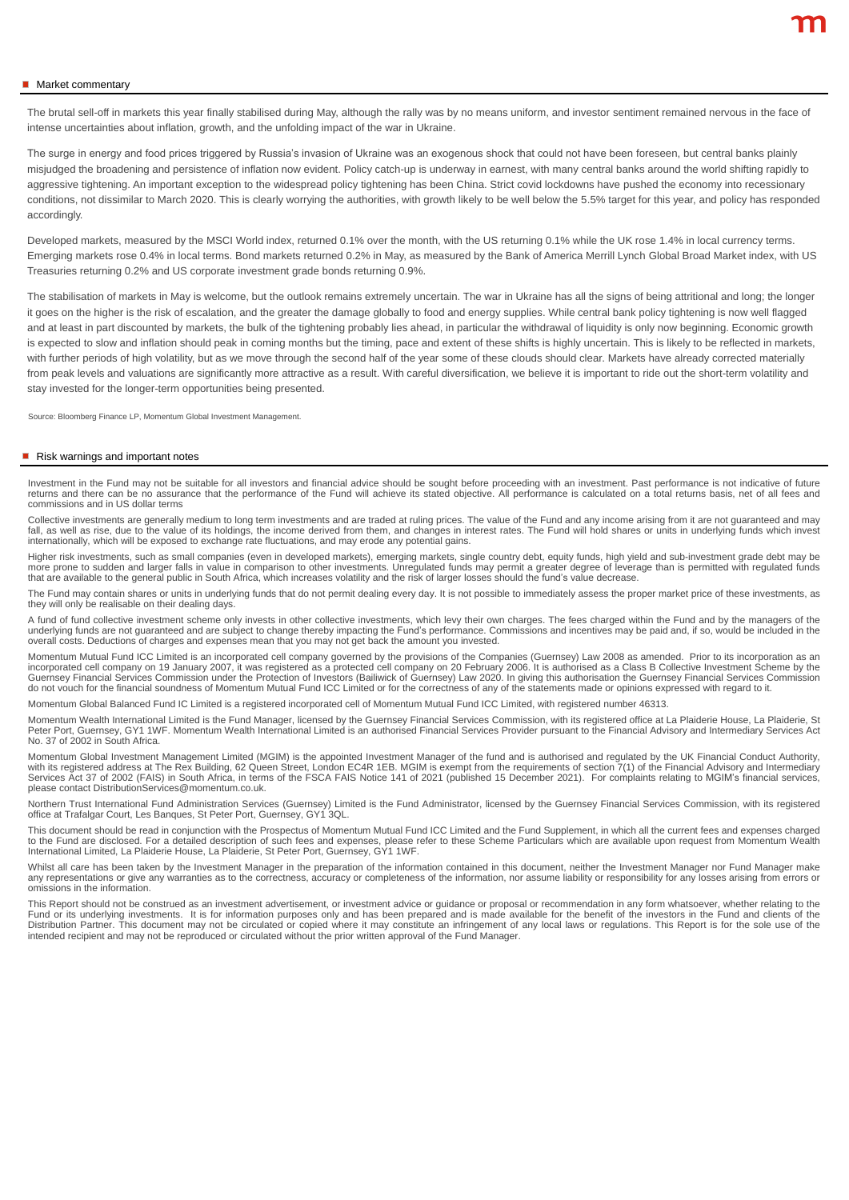## Market commentary

The brutal sell-off in markets this year finally stabilised during May, although the rally was by no means uniform, and investor sentiment remained nervous in the face of intense uncertainties about inflation, growth, and the unfolding impact of the war in Ukraine.

The surge in energy and food prices triggered by Russia's invasion of Ukraine was an exogenous shock that could not have been foreseen, but central banks plainly misjudged the broadening and persistence of inflation now evident. Policy catch-up is underway in earnest, with many central banks around the world shifting rapidly to aggressive tightening. An important exception to the widespread policy tightening has been China. Strict covid lockdowns have pushed the economy into recessionary conditions, not dissimilar to March 2020. This is clearly worrying the authorities, with growth likely to be well below the 5.5% target for this year, and policy has responded accordingly.

Developed markets, measured by the MSCI World index, returned 0.1% over the month, with the US returning 0.1% while the UK rose 1.4% in local currency terms. Emerging markets rose 0.4% in local terms. Bond markets returned 0.2% in May, as measured by the Bank of America Merrill Lynch Global Broad Market index, with US Treasuries returning 0.2% and US corporate investment grade bonds returning 0.9%.

The stabilisation of markets in May is welcome, but the outlook remains extremely uncertain. The war in Ukraine has all the signs of being attritional and long; the longer it goes on the higher is the risk of escalation, and the greater the damage globally to food and energy supplies. While central bank policy tightening is now well flagged and at least in part discounted by markets, the bulk of the tightening probably lies ahead, in particular the withdrawal of liquidity is only now beginning. Economic growth is expected to slow and inflation should peak in coming months but the timing, pace and extent of these shifts is highly uncertain. This is likely to be reflected in markets, with further periods of high volatility, but as we move through the second half of the year some of these clouds should clear. Markets have already corrected materially from peak levels and valuations are significantly more attractive as a result. With careful diversification, we believe it is important to ride out the short-term volatility and stay invested for the longer-term opportunities being presented.

Source: Bloomberg Finance LP, Momentum Global Investment Management.

## Risk warnings and important notes

Investment in the Fund may not be suitable for all investors and financial advice should be sought before proceeding with an investment. Past performance is not indicative of future returns and there can be no assurance that the performance of the Fund will achieve its stated objective. All performance is calculated on a total returns basis, net of all fees and commissions and in US dollar terms

Collective investments are generally medium to long term investments and are traded at ruling prices. The value of the Fund and any income arising from it are not guaranteed and may fall, as well as rise, due to the value of its holdings, the income derived from them, and changes in interest rates. The Fund will hold shares or units in underlying funds which invest internationally, which will be exposed to exchange rate fluctuations, and may erode any potential gains.

Higher risk investments, such as small companies (even in developed markets), emerging markets, single country debt, equity funds, high yield and sub-investment grade debt may be more prone to sudden and larger falls in value in comparison to other investments. Unregulated funds may permit a greater degree of leverage than is permitted with regulated funds that are available to the general public in South Africa, which increases volatility and the risk of larger losses should the fund's value decrease.

The Fund may contain shares or units in underlying funds that do not permit dealing every day. It is not possible to immediately assess the proper market price of these investments, as they will only be realisable on their dealing days.

A fund of fund collective investment scheme only invests in other collective investments, which levy their own charges. The fees charged within the Fund and by the managers of the underlying funds are not guaranteed and are subject to change thereby impacting the Fund's performance. Commissions and incentives may be paid and, if so, would be included in the overall costs. Deductions of charges and expenses mean that you may not get back the amount you invested.

Momentum Mutual Fund ICC Limited is an incorporated cell company governed by the provisions of the Companies (Guernsey) Law 2008 as amended. Prior to its incorporation as an incorporated cell company on 19 January 2007, it was registered as a protected cell company on 20 February 2006. It is authorised as a Class B Collective Investment Scheme by the Guernsey Financial Services Commission under the Protection of Investors (Bailiwick of Guernsey) Law 2020. In giving this authorisation the Guernsey Financial Services Commission do not vouch for the financial soundness of Momentum Mutual Fund ICC Limited or for the correctness of any of the statements made or opinions expressed with regard to it.

Momentum Global Balanced Fund IC Limited is a registered incorporated cell of Momentum Mutual Fund ICC Limited, with registered number 46313.

Momentum Wealth International Limited is the Fund Manager, licensed by the Guernsey Financial Services Commission, with its registered office at La Plaiderie House, La Plaiderie, St Peter Port, Guernsey, GY1 1WF. Momentum Wealth International Limited is an authorised Financial Services Provider pursuant to the Financial Advisory and Intermediary Services Act No. 37 of 2002 in South Africa.

Momentum Global Investment Management Limited (MGIM) is the appointed Investment Manager of the fund and is authorised and regulated by the UK Financial Conduct Authority, with its registered address at The Rex Building, 62 Queen Street, London EC4R 1EB. MGIM is exempt from the requirements of section 7(1) of the Financial Advisory and Intermediary Services Act 37 of 2002 (FAIS) in South Africa, in terms of the FSCA FAIS Notice 141 of 2021 (published 15 December 2021). For complaints relating to MGIM's financial services, please contact DistributionServices@momentum.co.uk.

Northern Trust International Fund Administration Services (Guernsey) Limited is the Fund Administrator, licensed by the Guernsey Financial Services Commission, with its registered office at Trafalgar Court, Les Banques, St Peter Port, Guernsey, GY1 3QL.

This document should be read in conjunction with the Prospectus of Momentum Mutual Fund ICC Limited and the Fund Supplement, in which all the current fees and expenses charged to the Fund are disclosed. For a detailed description of such fees and expenses, please refer to these Scheme Particulars which are available upon request from Momentum Wealth International Limited, La Plaiderie House, La Plaiderie, St Peter Port, Guernsey, GY1 1WF.

Whilst all care has been taken by the Investment Manager in the preparation of the information contained in this document, neither the Investment Manager nor Fund Manager make any representations or give any warranties as to the correctness, accuracy or completeness of the information, nor assume liability or responsibility for any losses arising from errors or omissions in the information.

This Report should not be construed as an investment advertisement, or investment advice or guidance or proposal or recommendation in any form whatsoever, whether relating to the Fund or its underlying investments. It is for information purposes only and has been prepared and is made available for the benefit of the investors in the Fund and clients of the Distribution Partner. This document may not be circulated or copied where it may constitute an infringement of any local laws or regulations. This Report is for the sole use of the intended recipient and may not be reproduced or circulated without the prior written approval of the Fund Manager.